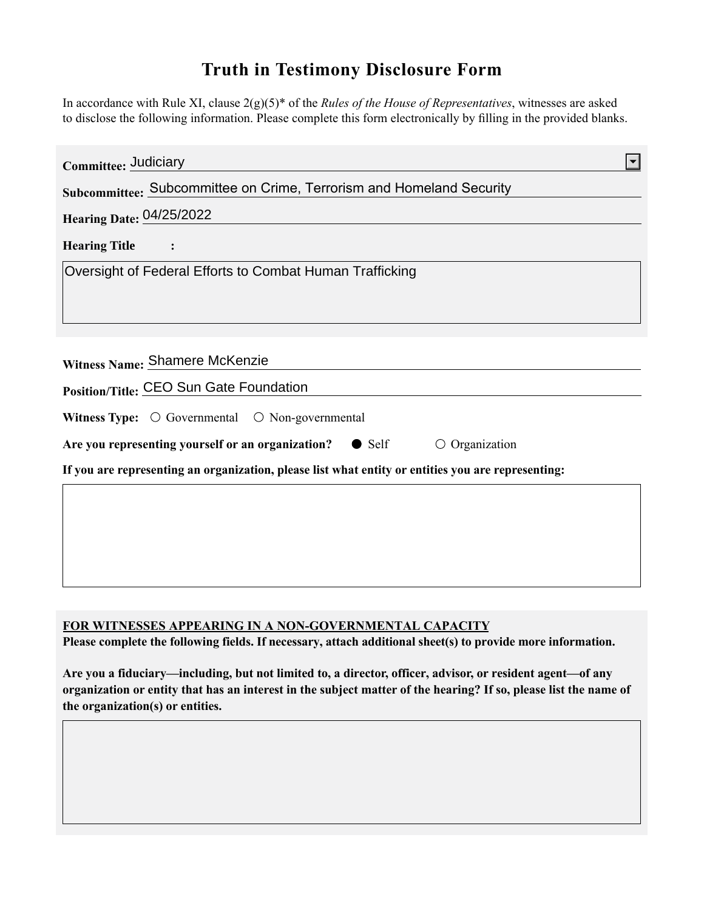# Truth in Testimony Disclosure Form

In accordance with Rule XI, clause 2(g)(5)* of the *Rules of the House of Representatives*, witnesses are asked to disclose the following information. Please complete this form electronically by filling in the provided blanks.

**Committee:** Judiciary

**Subcommittee:** Subcommittee on Crime, Terrorism and Homeland Security

**Hearing Date:** 04/25/2022

**Hearing Title:**

Oversight of Federal Efforts to Combat Human Trafficking

**Witness Name:** Shamere McKenzie

**Position/Title:** CEO Sun Gate Foundation

**Witness Type:** ○ Governmental ○ Non-governmental

**Are you representing yourself or an organization?** ● Self ○ Organization

**If you are representing an organization, please list what entity or entities you are representing:**

**FOR WITNESSES APPEARING IN A NON-GOVERNMENTAL CAPACITY**

**Please complete the following fields. If necessary, attach additional sheet(s) to provide more information.**

**Are you a fiduciary—including, but not limited to, a director, officer, advisor, or resident agent—of any organization or entity that has an interest in the subject matter of the hearing? If so, please list the name of the organization(s) or entities.**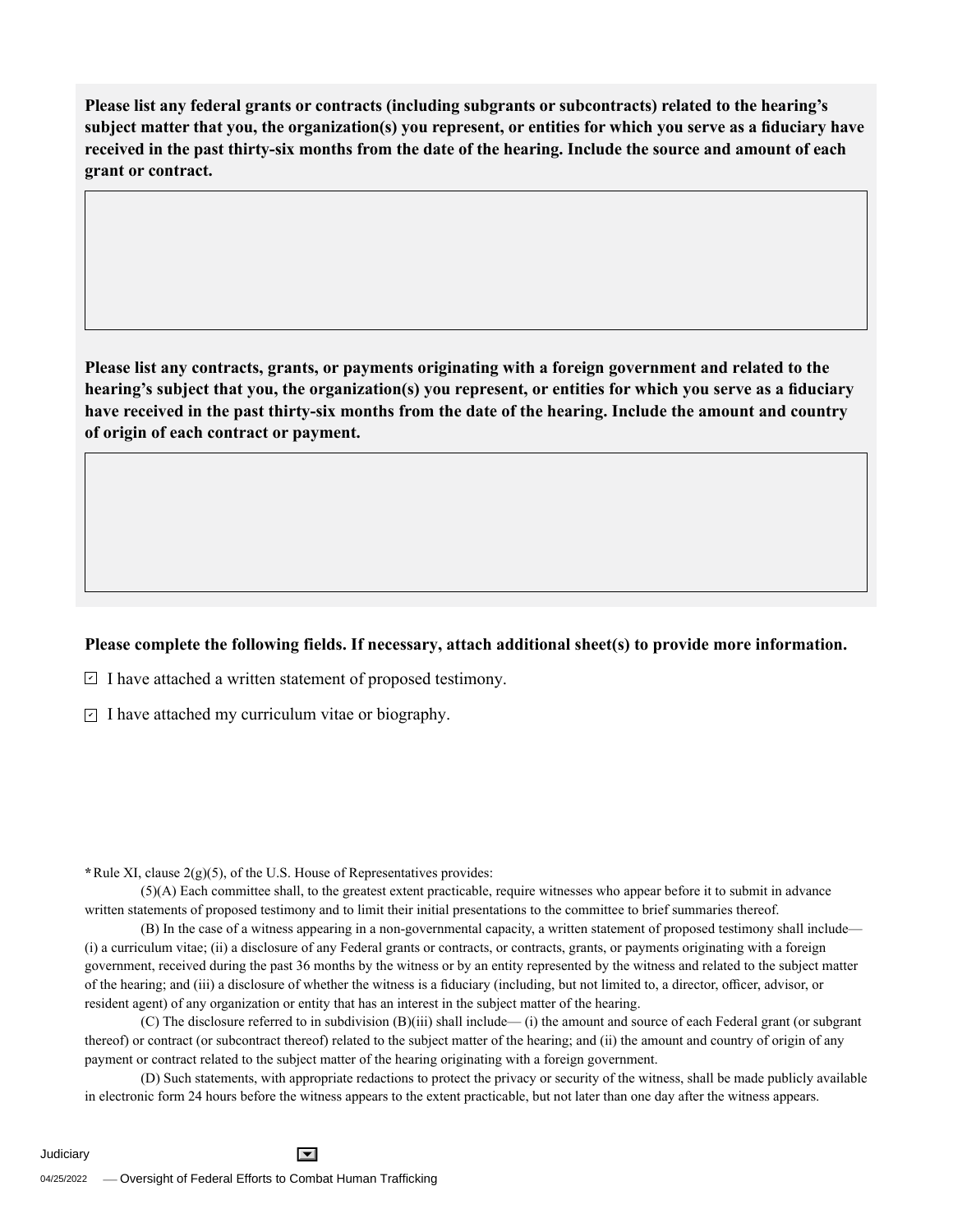**Please list any federal grants or contracts (including subgrants or subcontracts) related to the hearing's subject matter that you, the organization(s) you represent, or entities for which you serve as a fiduciary have received in the past thirty-six months from the date of the hearing. Include the source and amount of each grant or contract.**

**Please list any contracts, grants, or payments originating with a foreign government and related to the hearing's subject that you, the organization(s) you represent, or entities for which you serve as a fiduciary have received in the past thirty-six months from the date of the hearing. Include the amount and country of origin of each contract or payment.**

**Please complete the following fields. If necessary, attach additional sheet(s) to provide more information.**

- [x] I have attached a written statement of proposed testimony.
- [x] I have attached my curriculum vitae or biography.

*Rule XI, clause 2(g)(5), of the U.S. House of Representatives provides:

(5)(A) Each committee shall, to the greatest extent practicable, require witnesses who appear before it to submit in advance written statements of proposed testimony and to limit their initial presentations to the committee to brief summaries thereof.

(B) In the case of a witness appearing in a non-governmental capacity, a written statement of proposed testimony shall include— (i) a curriculum vitae; (ii) a disclosure of any Federal grants or contracts, or contracts, grants, or payments originating with a foreign government, received during the past 36 months by the witness or by an entity represented by the witness and related to the subject matter of the hearing; and (iii) a disclosure of whether the witness is a fiduciary (including, but not limited to, a director, officer, advisor, or resident agent) of any organization or entity that has an interest in the subject matter of the hearing.

(C) The disclosure referred to in subdivision (B)(iii) shall include— (i) the amount and source of each Federal grant (or subgrant thereof) or contract (or subcontract thereof) related to the subject matter of the hearing; and (ii) the amount and country of origin of any payment or contract related to the subject matter of the hearing originating with a foreign government.

(D) Such statements, with appropriate redactions to protect the privacy or security of the witness, shall be made publicly available in electronic form 24 hours before the witness appears to the extent practicable, but not later than one day after the witness appears.

Judiciary

04/25/2022 — Oversight of Federal Efforts to Combat Human Trafficking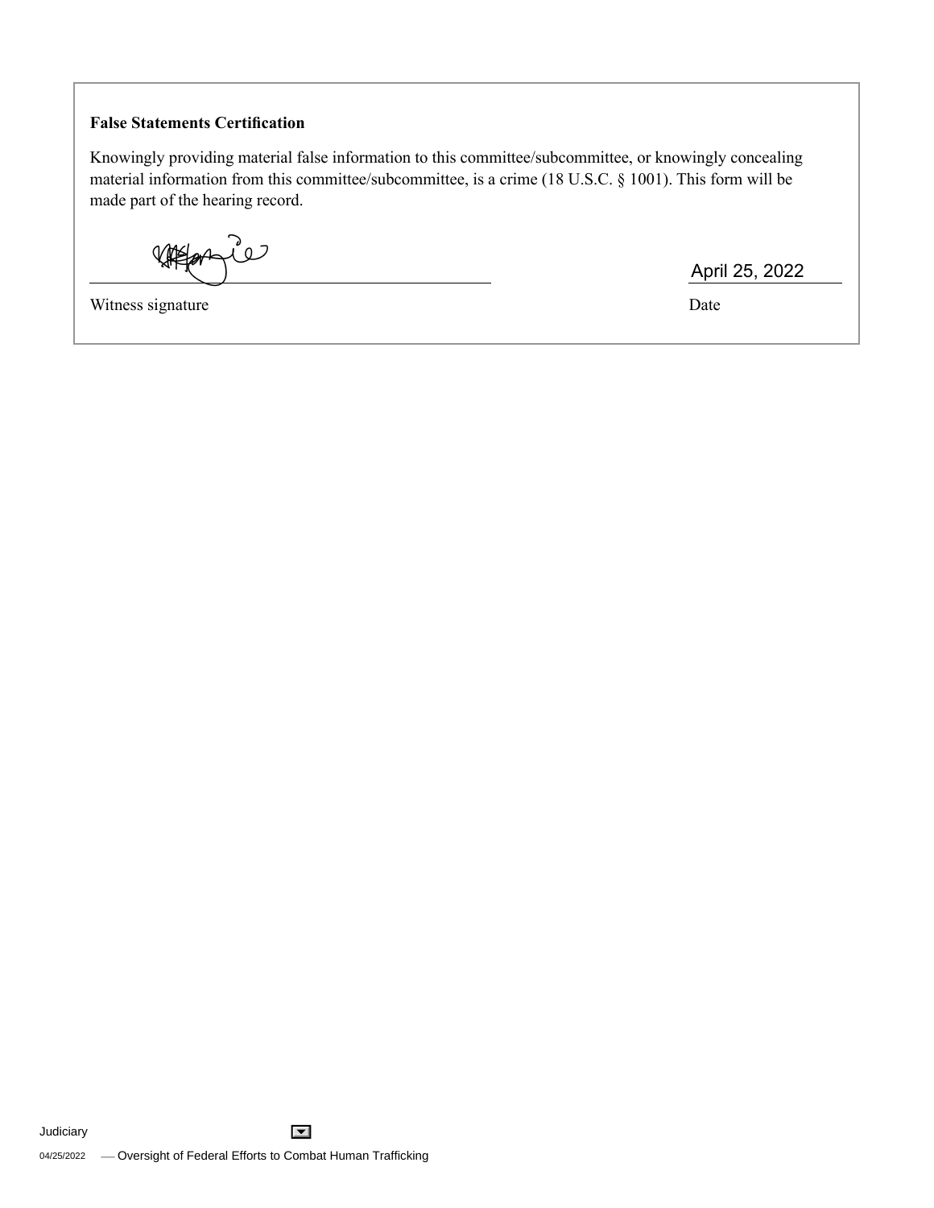**False Statements Certification**

Knowingly providing material false information to this committee/subcommittee, or knowingly concealing material information from this committee/subcommittee, is a crime (18 U.S.C. § 1001). This form will be made part of the hearing record.

Witness signature

April 25, 2022

Date

Judiciary

04/25/2022 — Oversight of Federal Efforts to Combat Human Trafficking